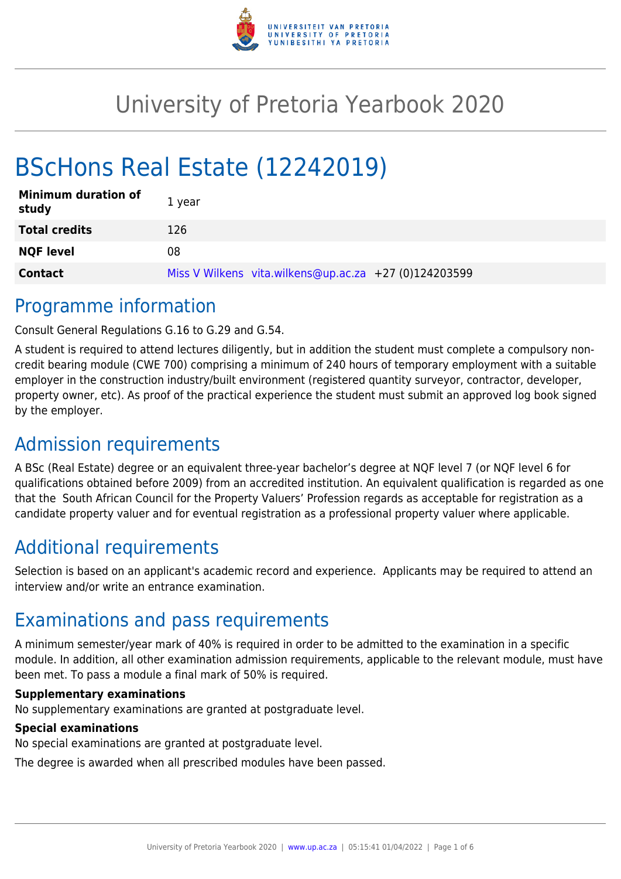# University of Pretoria Yearbook 2020

# BScHons Real Estate (12242019)

| Minimum duration of study | 1 year |
|---|---|
| **Total credits** | 126 |
| **NQF level** | 08 |
| **Contact** | Miss V Wilkens vita.wilkens@up.ac.za +27 (0)124203599 |

## Programme information

Consult General Regulations G.16 to G.29 and G.54.

A student is required to attend lectures diligently, but in addition the student must complete a compulsory non-credit bearing module (CWE 700) comprising a minimum of 240 hours of temporary employment with a suitable employer in the construction industry/built environment (registered quantity surveyor, contractor, developer, property owner, etc). As proof of the practical experience the student must submit an approved log book signed by the employer.

## Admission requirements

A BSc (Real Estate) degree or an equivalent three-year bachelor's degree at NQF level 7 (or NQF level 6 for qualifications obtained before 2009) from an accredited institution. An equivalent qualification is regarded as one that the South African Council for the Property Valuers' Profession regards as acceptable for registration as a candidate property valuer and for eventual registration as a professional property valuer where applicable.

## Additional requirements

Selection is based on an applicant's academic record and experience. Applicants may be required to attend an interview and/or write an entrance examination.

## Examinations and pass requirements

A minimum semester/year mark of 40% is required in order to be admitted to the examination in a specific module. In addition, all other examination admission requirements, applicable to the relevant module, must have been met. To pass a module a final mark of 50% is required.

**Supplementary examinations**

No supplementary examinations are granted at postgraduate level.

**Special examinations**

No special examinations are granted at postgraduate level.

The degree is awarded when all prescribed modules have been passed.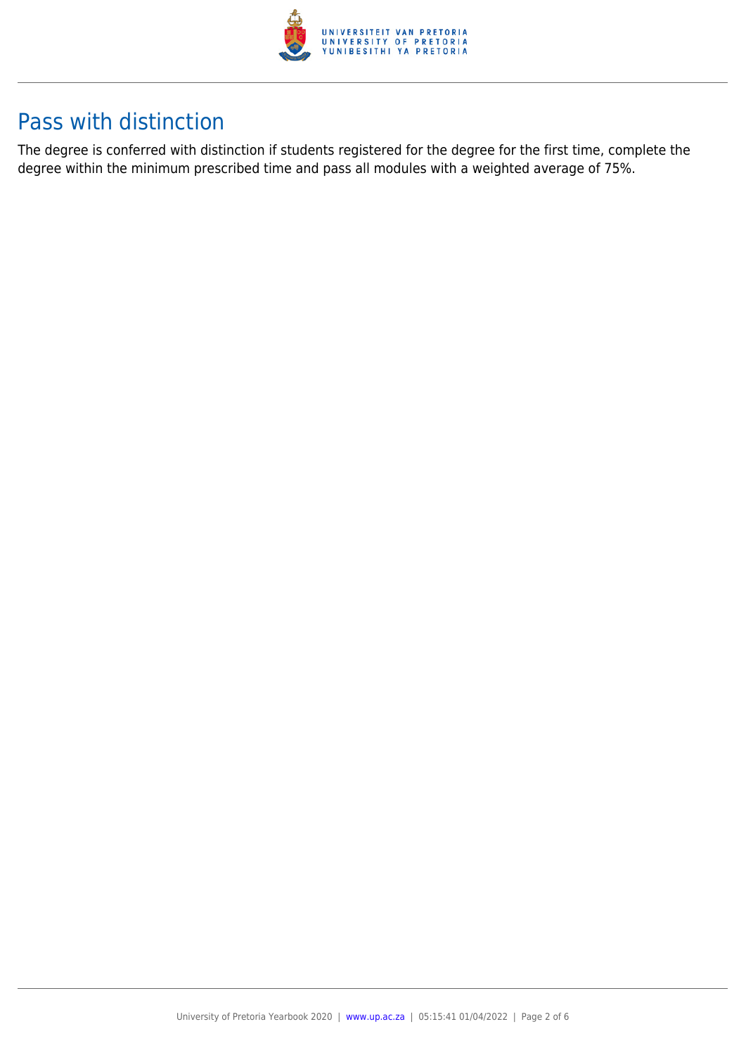## Pass with distinction

The degree is conferred with distinction if students registered for the degree for the first time, complete the degree within the minimum prescribed time and pass all modules with a weighted average of 75%.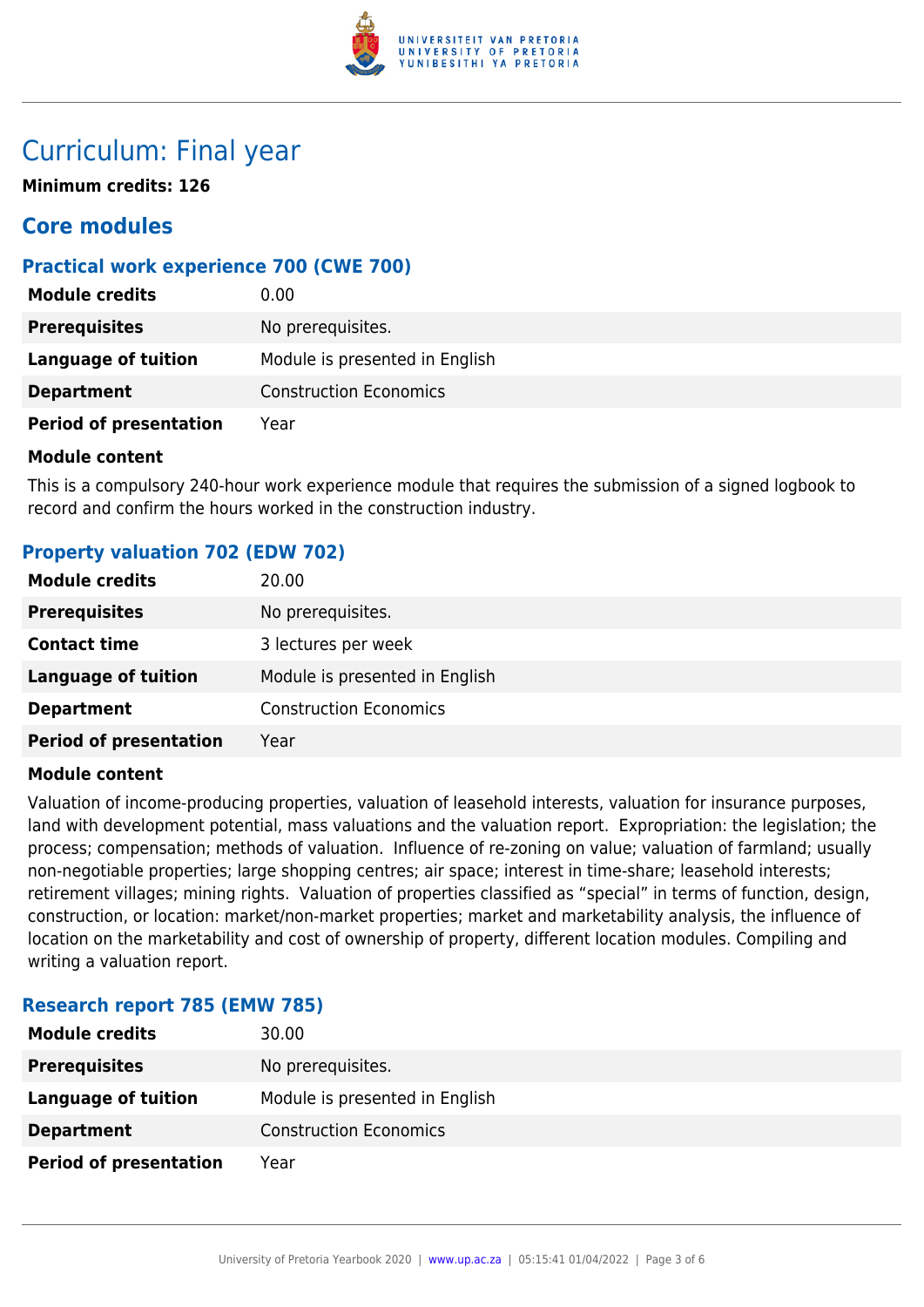# Curriculum: Final year

**Minimum credits: 126**

## Core modules

### Practical work experience 700 (CWE 700)

| | |
|---|---|
| **Module credits** | 0.00 |
| **Prerequisites** | No prerequisites. |
| **Language of tuition** | Module is presented in English |
| **Department** | Construction Economics |
| **Period of presentation** | Year |

**Module content**

This is a compulsory 240-hour work experience module that requires the submission of a signed logbook to record and confirm the hours worked in the construction industry.

### Property valuation 702 (EDW 702)

| | |
|---|---|
| **Module credits** | 20.00 |
| **Prerequisites** | No prerequisites. |
| **Contact time** | 3 lectures per week |
| **Language of tuition** | Module is presented in English |
| **Department** | Construction Economics |
| **Period of presentation** | Year |

**Module content**

Valuation of income-producing properties, valuation of leasehold interests, valuation for insurance purposes, land with development potential, mass valuations and the valuation report. Expropriation: the legislation; the process; compensation; methods of valuation. Influence of re-zoning on value; valuation of farmland; usually non-negotiable properties; large shopping centres; air space; interest in time-share; leasehold interests; retirement villages; mining rights. Valuation of properties classified as "special" in terms of function, design, construction, or location: market/non-market properties; market and marketability analysis, the influence of location on the marketability and cost of ownership of property, different location modules. Compiling and writing a valuation report.

### Research report 785 (EMW 785)

| | |
|---|---|
| **Module credits** | 30.00 |
| **Prerequisites** | No prerequisites. |
| **Language of tuition** | Module is presented in English |
| **Department** | Construction Economics |
| **Period of presentation** | Year |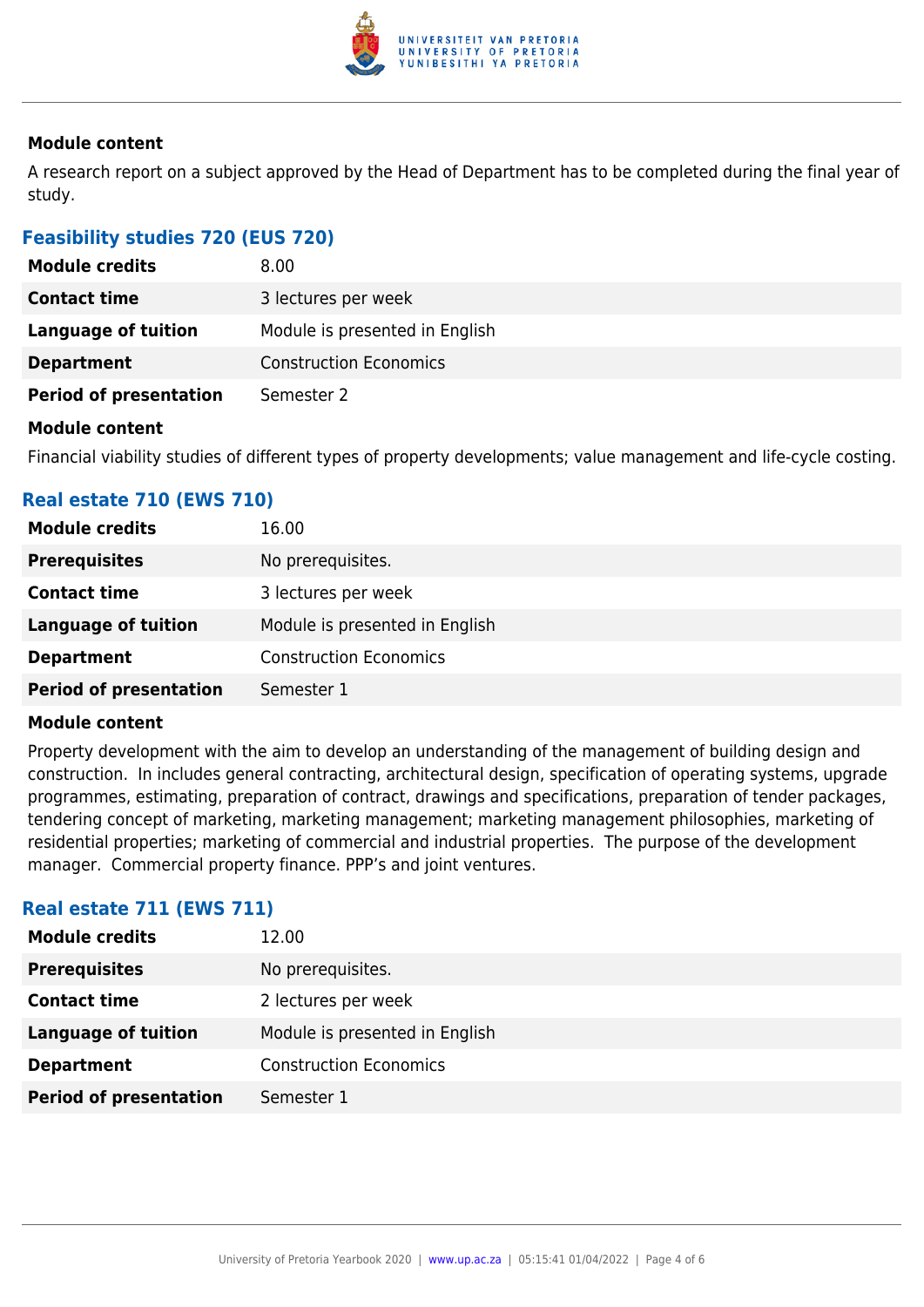#### Module content

A research report on a subject approved by the Head of Department has to be completed during the final year of study.

### Feasibility studies 720 (EUS 720)

| | |
|---|---|
| **Module credits** | 8.00 |
| **Contact time** | 3 lectures per week |
| **Language of tuition** | Module is presented in English |
| **Department** | Construction Economics |
| **Period of presentation** | Semester 2 |

#### Module content

Financial viability studies of different types of property developments; value management and life-cycle costing.

### Real estate 710 (EWS 710)

| | |
|---|---|
| **Module credits** | 16.00 |
| **Prerequisites** | No prerequisites. |
| **Contact time** | 3 lectures per week |
| **Language of tuition** | Module is presented in English |
| **Department** | Construction Economics |
| **Period of presentation** | Semester 1 |

#### Module content

Property development with the aim to develop an understanding of the management of building design and construction. In includes general contracting, architectural design, specification of operating systems, upgrade programmes, estimating, preparation of contract, drawings and specifications, preparation of tender packages, tendering concept of marketing, marketing management; marketing management philosophies, marketing of residential properties; marketing of commercial and industrial properties. The purpose of the development manager. Commercial property finance. PPP's and joint ventures.

### Real estate 711 (EWS 711)

| | |
|---|---|
| **Module credits** | 12.00 |
| **Prerequisites** | No prerequisites. |
| **Contact time** | 2 lectures per week |
| **Language of tuition** | Module is presented in English |
| **Department** | Construction Economics |
| **Period of presentation** | Semester 1 |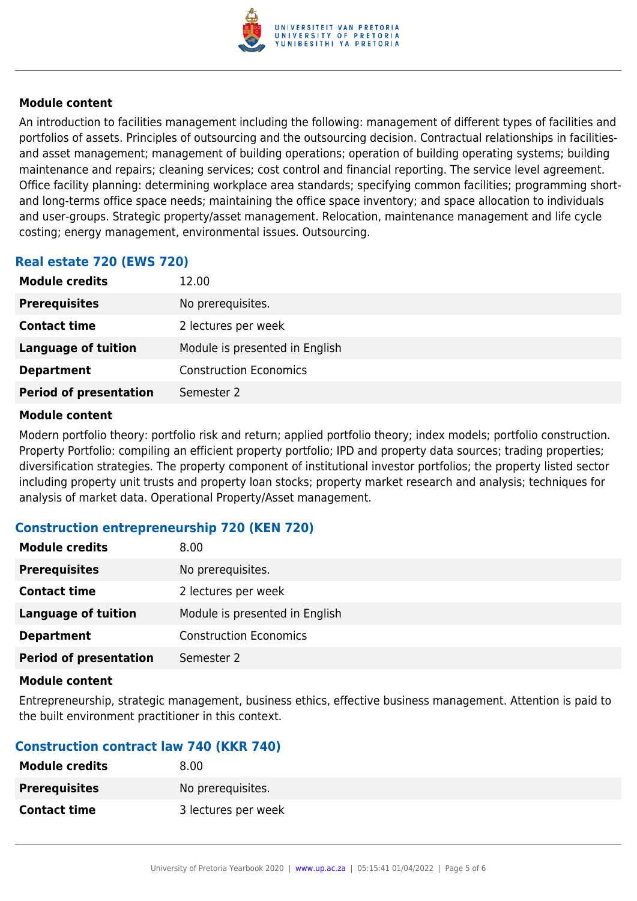#### Module content

An introduction to facilities management including the following: management of different types of facilities and portfolios of assets. Principles of outsourcing and the outsourcing decision. Contractual relationships in facilities- and asset management; management of building operations; operation of building operating systems; building maintenance and repairs; cleaning services; cost control and financial reporting. The service level agreement. Office facility planning: determining workplace area standards; specifying common facilities; programming short- and long-terms office space needs; maintaining the office space inventory; and space allocation to individuals and user-groups. Strategic property/asset management. Relocation, maintenance management and life cycle costing; energy management, environmental issues. Outsourcing.

### Real estate 720 (EWS 720)

| | |
|---|---|
| **Module credits** | 12.00 |
| **Prerequisites** | No prerequisites. |
| **Contact time** | 2 lectures per week |
| **Language of tuition** | Module is presented in English |
| **Department** | Construction Economics |
| **Period of presentation** | Semester 2 |

#### Module content

Modern portfolio theory: portfolio risk and return; applied portfolio theory; index models; portfolio construction. Property Portfolio: compiling an efficient property portfolio; IPD and property data sources; trading properties; diversification strategies. The property component of institutional investor portfolios; the property listed sector including property unit trusts and property loan stocks; property market research and analysis; techniques for analysis of market data. Operational Property/Asset management.

### Construction entrepreneurship 720 (KEN 720)

| | |
|---|---|
| **Module credits** | 8.00 |
| **Prerequisites** | No prerequisites. |
| **Contact time** | 2 lectures per week |
| **Language of tuition** | Module is presented in English |
| **Department** | Construction Economics |
| **Period of presentation** | Semester 2 |

#### Module content

Entrepreneurship, strategic management, business ethics, effective business management. Attention is paid to the built environment practitioner in this context.

### Construction contract law 740 (KKR 740)

| | |
|---|---|
| **Module credits** | 8.00 |
| **Prerequisites** | No prerequisites. |
| **Contact time** | 3 lectures per week |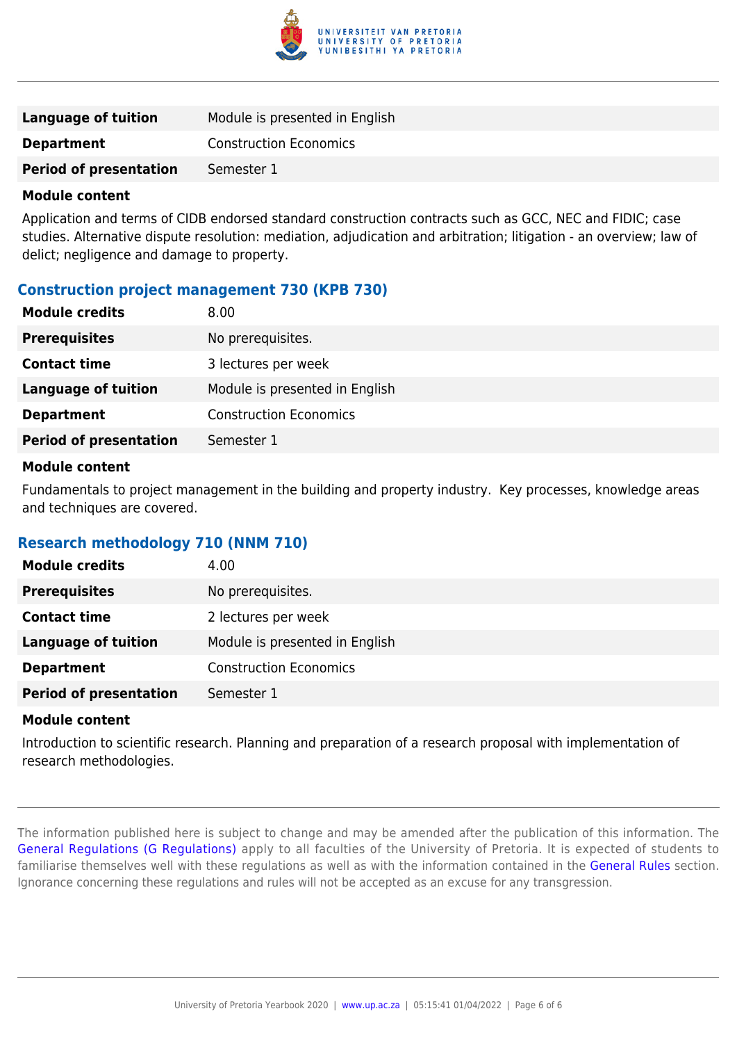| | |
|---|---|
| **Language of tuition** | Module is presented in English |
| **Department** | Construction Economics |
| **Period of presentation** | Semester 1 |

**Module content**

Application and terms of CIDB endorsed standard construction contracts such as GCC, NEC and FIDIC; case studies. Alternative dispute resolution: mediation, adjudication and arbitration; litigation - an overview; law of delict; negligence and damage to property.

### Construction project management 730 (KPB 730)

| | |
|---|---|
| **Module credits** | 8.00 |
| **Prerequisites** | No prerequisites. |
| **Contact time** | 3 lectures per week |
| **Language of tuition** | Module is presented in English |
| **Department** | Construction Economics |
| **Period of presentation** | Semester 1 |

**Module content**

Fundamentals to project management in the building and property industry. Key processes, knowledge areas and techniques are covered.

### Research methodology 710 (NNM 710)

| | |
|---|---|
| **Module credits** | 4.00 |
| **Prerequisites** | No prerequisites. |
| **Contact time** | 2 lectures per week |
| **Language of tuition** | Module is presented in English |
| **Department** | Construction Economics |
| **Period of presentation** | Semester 1 |

**Module content**

Introduction to scientific research. Planning and preparation of a research proposal with implementation of research methodologies.

The information published here is subject to change and may be amended after the publication of this information. The General Regulations (G Regulations) apply to all faculties of the University of Pretoria. It is expected of students to familiarise themselves well with these regulations as well as with the information contained in the General Rules section. Ignorance concerning these regulations and rules will not be accepted as an excuse for any transgression.